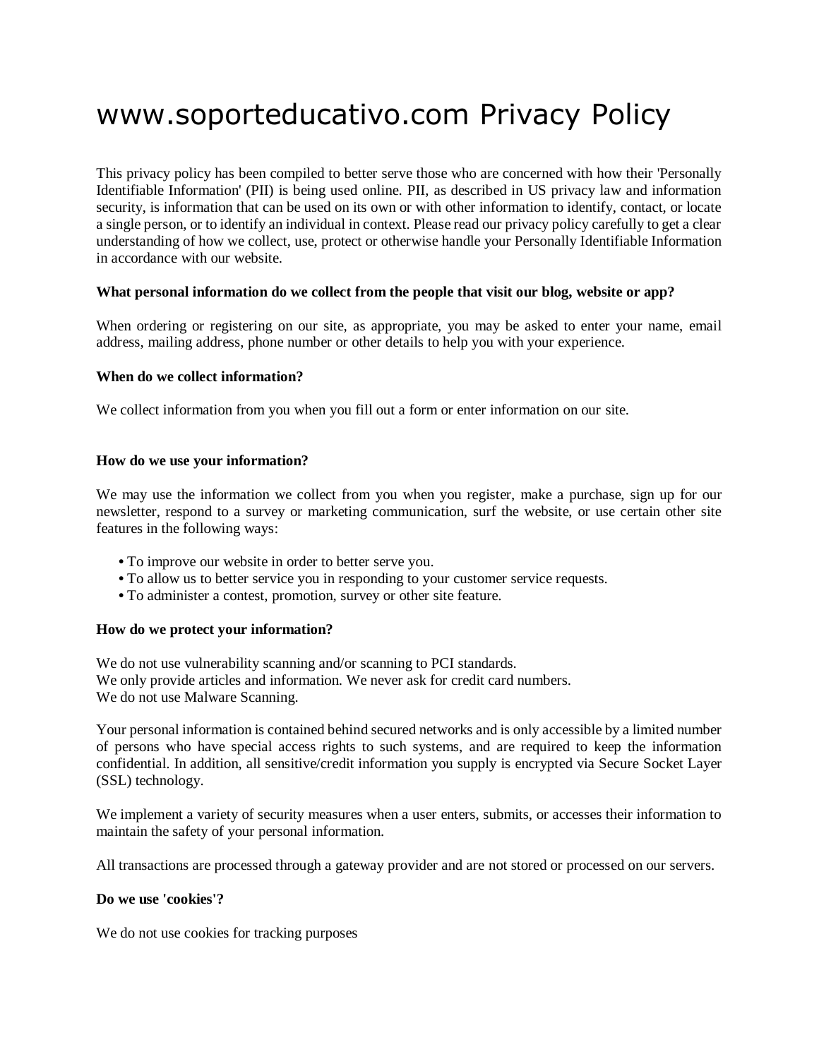# www.soporteducativo.com Privacy Policy

This privacy policy has been compiled to better serve those who are concerned with how their 'Personally Identifiable Information' (PII) is being used online. PII, as described in US privacy law and information security, is information that can be used on its own or with other information to identify, contact, or locate a single person, or to identify an individual in context. Please read our privacy policy carefully to get a clear understanding of how we collect, use, protect or otherwise handle your Personally Identifiable Information in accordance with our website.

**What personal information do we collect from the people that visit our blog, website or app?**

When ordering or registering on our site, as appropriate, you may be asked to enter your name, email address, mailing address, phone number or other details to help you with your experience.

**When do we collect information?**

We collect information from you when you fill out a form or enter information on our site.

**How do we use your information?**

We may use the information we collect from you when you register, make a purchase, sign up for our newsletter, respond to a survey or marketing communication, surf the website, or use certain other site features in the following ways:

- To improve our website in order to better serve you.
- To allow us to better service you in responding to your customer service requests.
- To administer a contest, promotion, survey or other site feature.

**How do we protect your information?**

We do not use vulnerability scanning and/or scanning to PCI standards.
We only provide articles and information. We never ask for credit card numbers.
We do not use Malware Scanning.

Your personal information is contained behind secured networks and is only accessible by a limited number of persons who have special access rights to such systems, and are required to keep the information confidential. In addition, all sensitive/credit information you supply is encrypted via Secure Socket Layer (SSL) technology.

We implement a variety of security measures when a user enters, submits, or accesses their information to maintain the safety of your personal information.

All transactions are processed through a gateway provider and are not stored or processed on our servers.

**Do we use 'cookies'?**

We do not use cookies for tracking purposes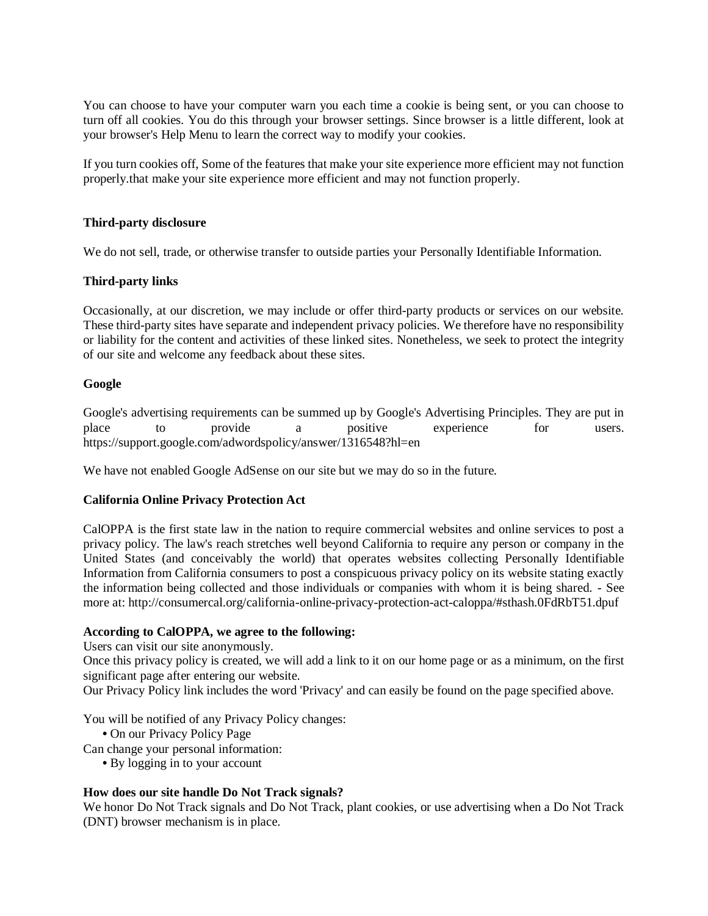You can choose to have your computer warn you each time a cookie is being sent, or you can choose to turn off all cookies. You do this through your browser settings. Since browser is a little different, look at your browser's Help Menu to learn the correct way to modify your cookies.

If you turn cookies off, Some of the features that make your site experience more efficient may not function properly.that make your site experience more efficient and may not function properly.

**Third-party disclosure**

We do not sell, trade, or otherwise transfer to outside parties your Personally Identifiable Information.

**Third-party links**

Occasionally, at our discretion, we may include or offer third-party products or services on our website. These third-party sites have separate and independent privacy policies. We therefore have no responsibility or liability for the content and activities of these linked sites. Nonetheless, we seek to protect the integrity of our site and welcome any feedback about these sites.

**Google**

Google's advertising requirements can be summed up by Google's Advertising Principles. They are put in place to provide a positive experience for users. https://support.google.com/adwordspolicy/answer/1316548?hl=en

We have not enabled Google AdSense on our site but we may do so in the future.

**California Online Privacy Protection Act**

CalOPPA is the first state law in the nation to require commercial websites and online services to post a privacy policy. The law's reach stretches well beyond California to require any person or company in the United States (and conceivably the world) that operates websites collecting Personally Identifiable Information from California consumers to post a conspicuous privacy policy on its website stating exactly the information being collected and those individuals or companies with whom it is being shared. - See more at: http://consumercal.org/california-online-privacy-protection-act-caloppa/#sthash.0FdRbT51.dpuf

**According to CalOPPA, we agree to the following:**

Users can visit our site anonymously.

Once this privacy policy is created, we will add a link to it on our home page or as a minimum, on the first significant page after entering our website.

Our Privacy Policy link includes the word 'Privacy' and can easily be found on the page specified above.

You will be notified of any Privacy Policy changes:

- On our Privacy Policy Page

Can change your personal information:

- By logging in to your account

**How does our site handle Do Not Track signals?**

We honor Do Not Track signals and Do Not Track, plant cookies, or use advertising when a Do Not Track (DNT) browser mechanism is in place.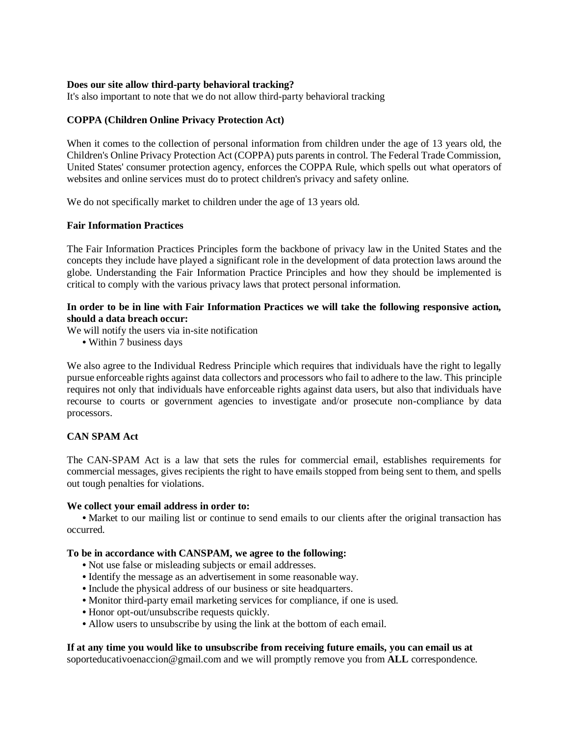**Does our site allow third-party behavioral tracking?**
It's also important to note that we do not allow third-party behavioral tracking

**COPPA (Children Online Privacy Protection Act)**

When it comes to the collection of personal information from children under the age of 13 years old, the Children's Online Privacy Protection Act (COPPA) puts parents in control. The Federal Trade Commission, United States' consumer protection agency, enforces the COPPA Rule, which spells out what operators of websites and online services must do to protect children's privacy and safety online.

We do not specifically market to children under the age of 13 years old.

**Fair Information Practices**

The Fair Information Practices Principles form the backbone of privacy law in the United States and the concepts they include have played a significant role in the development of data protection laws around the globe. Understanding the Fair Information Practice Principles and how they should be implemented is critical to comply with the various privacy laws that protect personal information.

**In order to be in line with Fair Information Practices we will take the following responsive action, should a data breach occur:**
We will notify the users via in-site notification

- Within 7 business days

We also agree to the Individual Redress Principle which requires that individuals have the right to legally pursue enforceable rights against data collectors and processors who fail to adhere to the law. This principle requires not only that individuals have enforceable rights against data users, but also that individuals have recourse to courts or government agencies to investigate and/or prosecute non-compliance by data processors.

**CAN SPAM Act**

The CAN-SPAM Act is a law that sets the rules for commercial email, establishes requirements for commercial messages, gives recipients the right to have emails stopped from being sent to them, and spells out tough penalties for violations.

**We collect your email address in order to:**

- Market to our mailing list or continue to send emails to our clients after the original transaction has occurred.

**To be in accordance with CANSPAM, we agree to the following:**

- Not use false or misleading subjects or email addresses.
- Identify the message as an advertisement in some reasonable way.
- Include the physical address of our business or site headquarters.
- Monitor third-party email marketing services for compliance, if one is used.
- Honor opt-out/unsubscribe requests quickly.
- Allow users to unsubscribe by using the link at the bottom of each email.

**If at any time you would like to unsubscribe from receiving future emails, you can email us at**
soporteducativoenaccion@gmail.com and we will promptly remove you from **ALL** correspondence.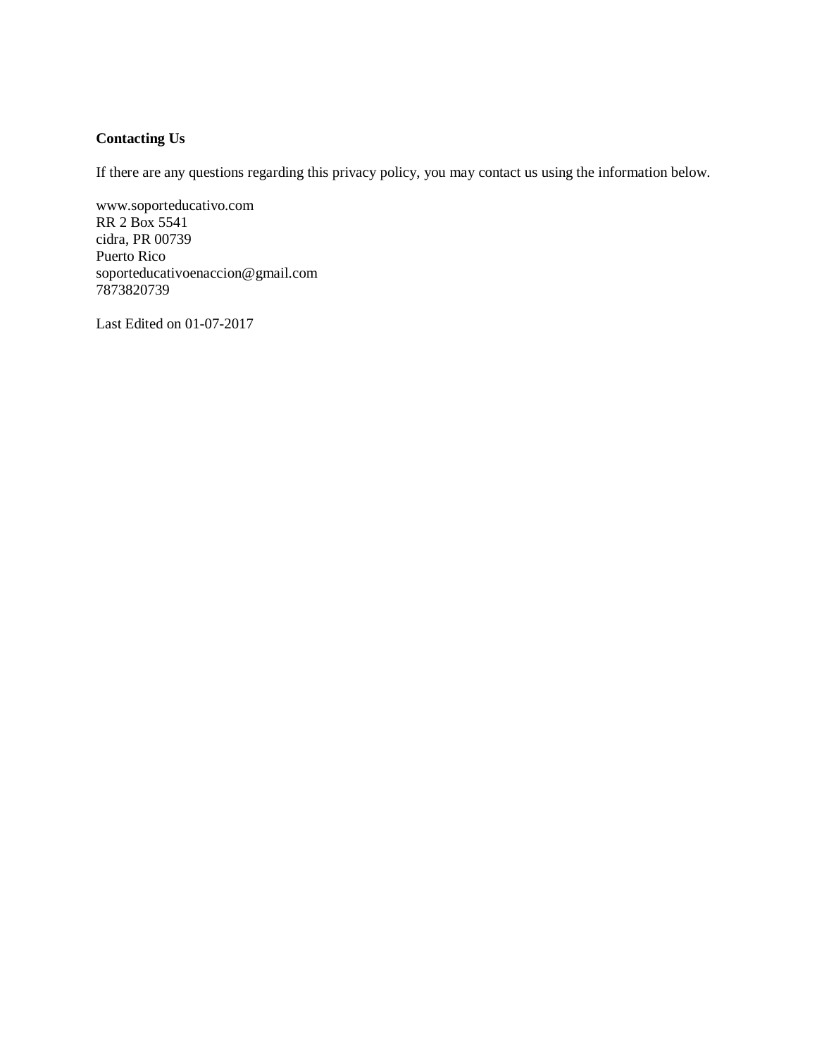**Contacting Us**

If there are any questions regarding this privacy policy, you may contact us using the information below.

www.soporteducativo.com
RR 2 Box 5541
cidra, PR 00739
Puerto Rico
soporteducativoenaccion@gmail.com
7873820739

Last Edited on 01-07-2017